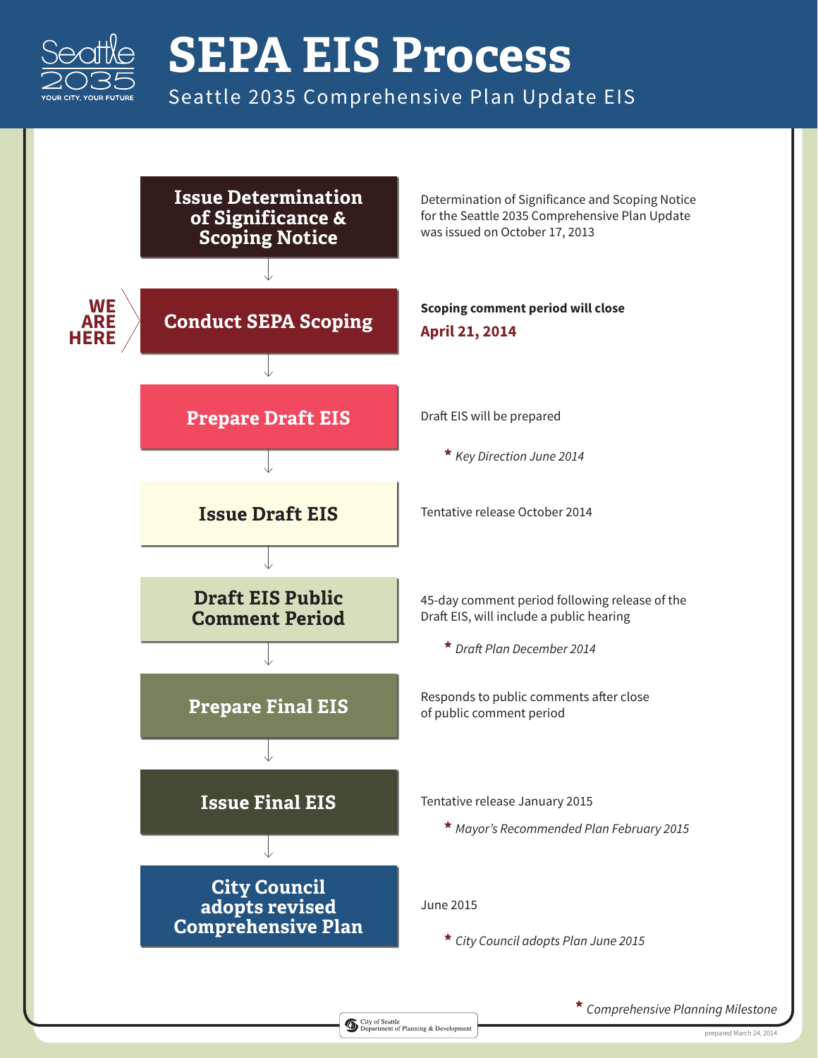Seattle 2035
YOUR CITY, YOUR FUTURE

# SEPA EIS Process

## Seattle 2035 Comprehensive Plan Update EIS

**Issue Determination of Significance & Scoping Notice**

Determination of Significance and Scoping Notice for the Seattle 2035 Comprehensive Plan Update was issued on October 17, 2013

**WE ARE HERE**

**Conduct SEPA Scoping**

**Scoping comment period will close**
**April 21, 2014**

**Prepare Draft EIS**

Draft EIS will be prepared

* *Key Direction June 2014*

**Issue Draft EIS**

Tentative release October 2014

**Draft EIS Public Comment Period**

45-day comment period following release of the Draft EIS, will include a public hearing

* *Draft Plan December 2014*

**Prepare Final EIS**

Responds to public comments after close of public comment period

**Issue Final EIS**

Tentative release January 2015

* *Mayor's Recommended Plan February 2015*

**City Council adopts revised Comprehensive Plan**

June 2015

* *City Council adopts Plan June 2015*

* *Comprehensive Planning Milestone*

City of Seattle
Department of Planning & Development

prepared March 24, 2014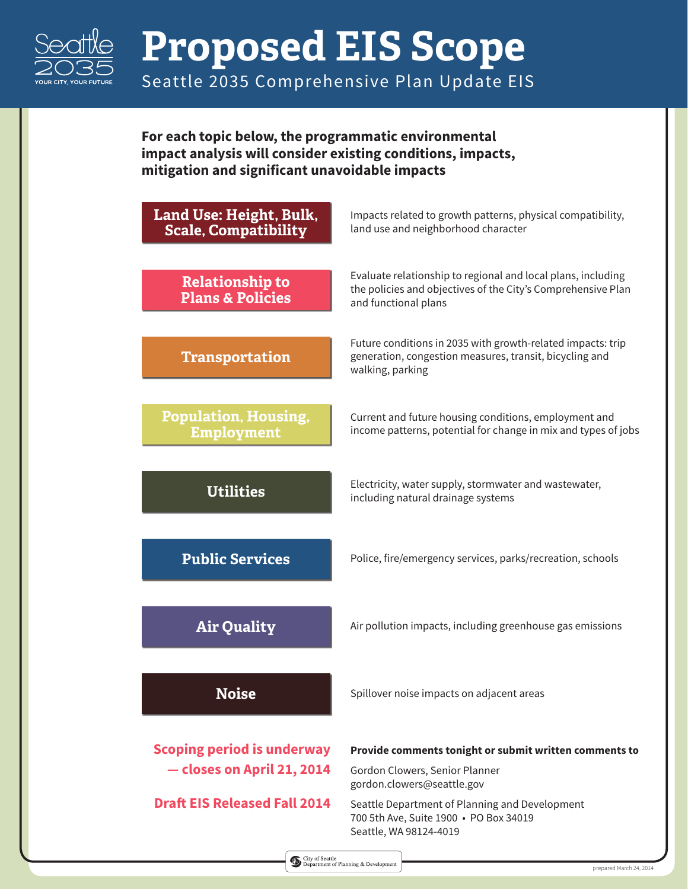Seattle 2035
YOUR CITY, YOUR FUTURE

# Proposed EIS Scope

## Seattle 2035 Comprehensive Plan Update EIS

**For each topic below, the programmatic environmental impact analysis will consider existing conditions, impacts, mitigation and significant unavoidable impacts**

| | |
|---|---|
| **Land Use: Height, Bulk, Scale, Compatibility** | Impacts related to growth patterns, physical compatibility, land use and neighborhood character |
| **Relationship to Plans & Policies** | Evaluate relationship to regional and local plans, including the policies and objectives of the City's Comprehensive Plan and functional plans |
| **Transportation** | Future conditions in 2035 with growth-related impacts: trip generation, congestion measures, transit, bicycling and walking, parking |
| **Population, Housing, Employment** | Current and future housing conditions, employment and income patterns, potential for change in mix and types of jobs |
| **Utilities** | Electricity, water supply, stormwater and wastewater, including natural drainage systems |
| **Public Services** | Police, fire/emergency services, parks/recreation, schools |
| **Air Quality** | Air pollution impacts, including greenhouse gas emissions |
| **Noise** | Spillover noise impacts on adjacent areas |

**Scoping period is underway — closes on April 21, 2014**

**Draft EIS Released Fall 2014**

**Provide comments tonight or submit written comments to**

Gordon Clowers, Senior Planner
gordon.clowers@seattle.gov

Seattle Department of Planning and Development
700 5th Ave, Suite 1900 • PO Box 34019
Seattle, WA 98124-4019

City of Seattle
Department of Planning & Development

prepared March 24, 2014